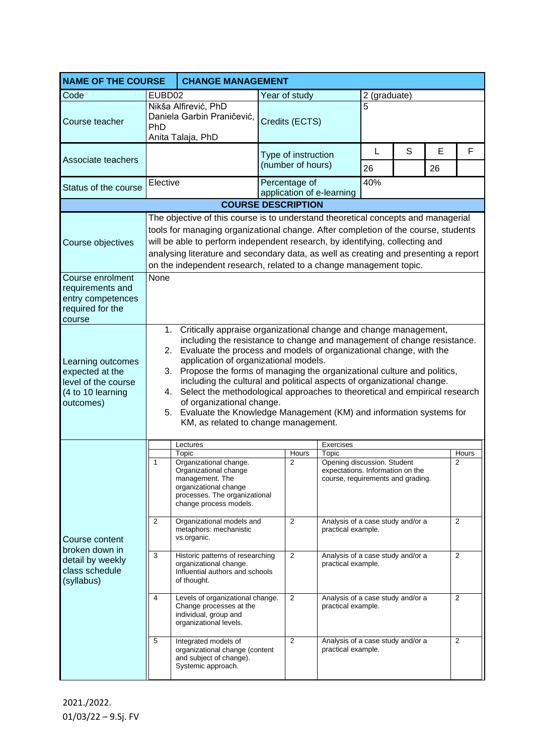| NAME OF THE COURSE | CHANGE MANAGEMENT | | | | | |
|---|---|---|---|---|---|---|
| Code | EUBD02 | Year of study | 2 (graduate) | | | |
| Course teacher | Nikša Alfirević, PhD<br>Daniela Garbin Praničević, PhD<br>Anita Talaja, PhD | Credits (ECTS) | 5 | | | |
| Associate teachers | | Type of instruction (number of hours) | L | S | E | F |
| | | | 26 | | 26 | |
| Status of the course | Elective | Percentage of application of e-learning | 40% | | | |

**COURSE DESCRIPTION**

| | |
|---|---|
| Course objectives | The objective of this course is to understand theoretical concepts and managerial tools for managing organizational change. After completion of the course, students will be able to perform independent research, by identifying, collecting and analysing literature and secondary data, as well as creating and presenting a report on the independent research, related to a change management topic. |
| Course enrolment requirements and entry competences required for the course | None |
| Learning outcomes expected at the level of the course (4 to 10 learning outcomes) | 1. Critically appraise organizational change and change management, including the resistance to change and management of change resistance.<br>2. Evaluate the process and models of organizational change, with the application of organizational models.<br>3. Propose the forms of managing the organizational culture and politics, including the cultural and political aspects of organizational change.<br>4. Select the methodological approaches to theoretical and empirical research of organizational change.<br>5. Evaluate the Knowledge Management (KM) and information systems for KM, as related to change management. |

**Course content broken down in detail by weekly class schedule (syllabus)**

| | Lectures | | Exercises | |
|---|---|---|---|---|
| | Topic | Hours | Topic | Hours |
| 1 | Organizational change. Organizational change management. The organizational change processes. The organizational change process models. | 2 | Opening discussion. Student expectations. Information on the course, requirements and grading. | 2 |
| 2 | Organizational models and metaphors: mechanistic vs.organic. | 2 | Analysis of a case study and/or a practical example. | 2 |
| 3 | Historic patterns of researching organizational change. Influential authors and schools of thought. | 2 | Analysis of a case study and/or a practical example. | 2 |
| 4 | Levels of organizational change. Change processes at the individual, group and organizational levels. | 2 | Analysis of a case study and/or a practical example. | 2 |
| 5 | Integrated models of organizational change (content and subject of change). Systemic approach. | 2 | Analysis of a case study and/or a practical example. | 2 |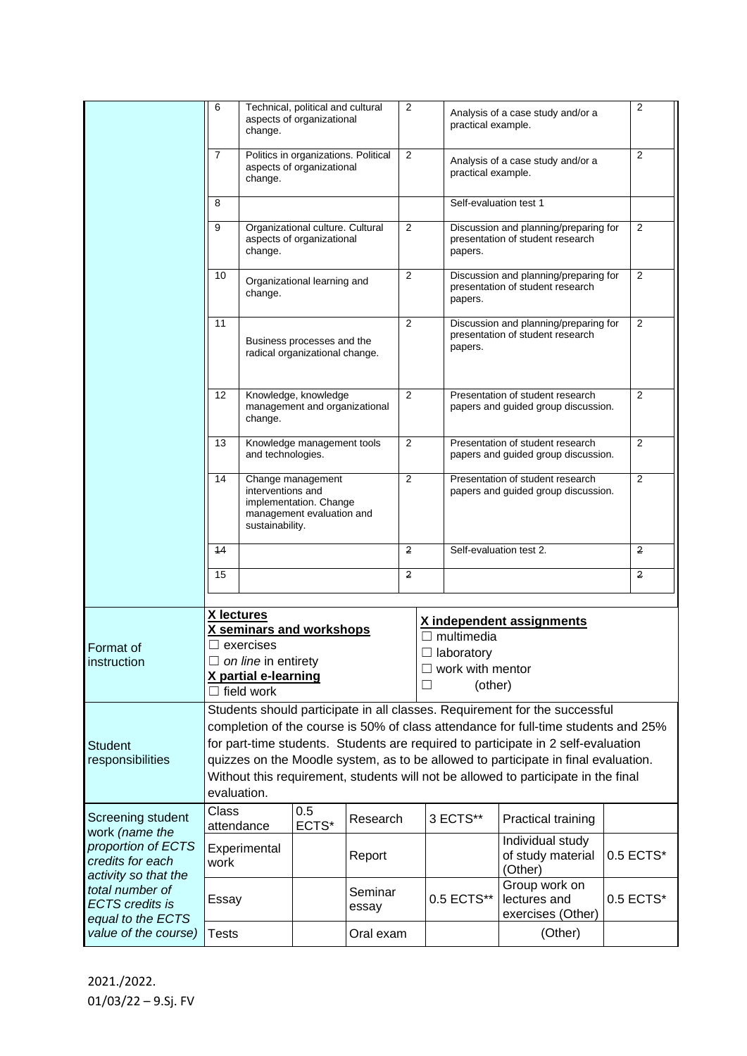| | | | | | |
|---|---|---|---|---|---|
| | 6 | Technical, political and cultural aspects of organizational change. | 2 | Analysis of a case study and/or a practical example. | 2 |
| | 7 | Politics in organizations. Political aspects of organizational change. | 2 | Analysis of a case study and/or a practical example. | 2 |
| | 8 | | | Self-evaluation test 1 | |
| | 9 | Organizational culture. Cultural aspects of organizational change. | 2 | Discussion and planning/preparing for presentation of student research papers. | 2 |
| | 10 | Organizational learning and change. | 2 | Discussion and planning/preparing for presentation of student research papers. | 2 |
| | 11 | Business processes and the radical organizational change. | 2 | Discussion and planning/preparing for presentation of student research papers. | 2 |
| | 12 | Knowledge, knowledge management and organizational change. | 2 | Presentation of student research papers and guided group discussion. | 2 |
| | 13 | Knowledge management tools and technologies. | 2 | Presentation of student research papers and guided group discussion. | 2 |
| | 14 | Change management interventions and implementation. Change management evaluation and sustainability. | 2 | Presentation of student research papers and guided group discussion. | 2 |
| | ~~14~~ | | ~~2~~ | Self-evaluation test 2. | ~~2~~ |
| | 15 | | ~~2~~ | | ~~2~~ |

| | | |
|---|---|---|
| Format of instruction | **X lectures**<br>**X seminars and workshops**<br>☐ exercises<br>☐ *on line* in entirety<br>**X partial e-learning**<br>☐ field work | **X independent assignments**<br>☐ multimedia<br>☐ laboratory<br>☐ work with mentor<br>☐ (other) |
| Student responsibilities | Students should participate in all classes. Requirement for the successful completion of the course is 50% of class attendance for full-time students and 25% for part-time students. Students are required to participate in 2 self-evaluation quizzes on the Moodle system, as to be allowed to participate in final evaluation. Without this requirement, students will not be allowed to participate in the final evaluation. | |

| Screening student work *(name the proportion of ECTS credits for each activity so that the total number of ECTS credits is equal to the ECTS value of the course)* | | | | | |
|---|---|---|---|---|---|
| Class attendance | 0.5 ECTS* | Research | 3 ECTS** | Practical training | |
| Experimental work | | Report | | Individual study of study material (Other) | 0.5 ECTS* |
| Essay | | Seminar essay | 0.5 ECTS** | Group work on lectures and exercises (Other) | 0.5 ECTS* |
| Tests | | Oral exam | | (Other) | |

2021./2022.
01/03/22 – 9.Sj. FV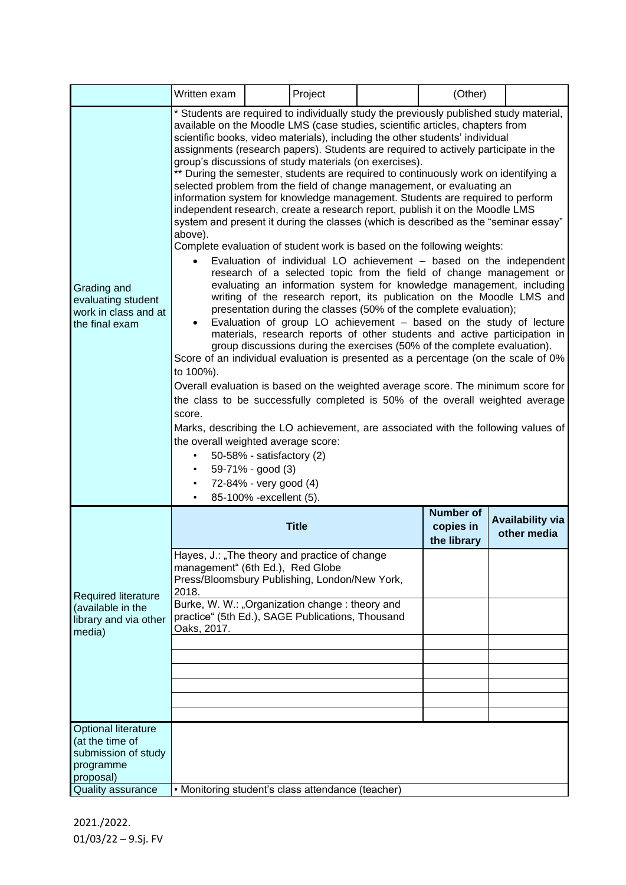|  | Written exam |  | Project |  | (Other) |  |
|---|---|---|---|---|---|---|
| Grading and evaluating student work in class and at the final exam | * Students are required to individually study the previously published study material, available on the Moodle LMS (case studies, scientific articles, chapters from scientific books, video materials), including the other students' individual assignments (research papers). Students are required to actively participate in the group's discussions of study materials (on exercises).<br>** During the semester, students are required to continuously work on identifying a selected problem from the field of change management, or evaluating an information system for knowledge management. Students are required to perform independent research, create a research report, publish it on the Moodle LMS system and present it during the classes (which is described as the "seminar essay" above).<br>Complete evaluation of student work is based on the following weights:<br>• Evaluation of individual LO achievement – based on the independent research of a selected topic from the field of change management or evaluating an information system for knowledge management, including writing of the research report, its publication on the Moodle LMS and presentation during the classes (50% of the complete evaluation);<br>• Evaluation of group LO achievement – based on the study of lecture materials, research reports of other students and active participation in group discussions during the exercises (50% of the complete evaluation).<br>Score of an individual evaluation is presented as a percentage (on the scale of 0% to 100%).<br>Overall evaluation is based on the weighted average score. The minimum score for the class to be successfully completed is 50% of the overall weighted average score.<br>Marks, describing the LO achievement, are associated with the following values of the overall weighted average score:<br>• 50-58% - satisfactory (2)<br>• 59-71% - good (3)<br>• 72-84% - very good (4)<br>• 85-100% -excellent (5). | | | | | |

| | Title | Number of copies in the library | Availability via other media |
|---|---|---|---|
| Required literature (available in the library and via other media) | Hayes, J.: „The theory and practice of change management" (6th Ed.), Red Globe Press/Bloomsbury Publishing, London/New York, 2018. | | |
| | Burke, W. W.: „Organization change : theory and practice" (5th Ed.), SAGE Publications, Thousand Oaks, 2017. | | |
| | | | |
| | | | |
| | | | |
| | | | |
| | | | |
| | | | |
| Optional literature (at the time of submission of study programme proposal) | | | |
| Quality assurance | • Monitoring student's class attendance (teacher) | | |

2021./2022.
01/03/22 – 9.Sj. FV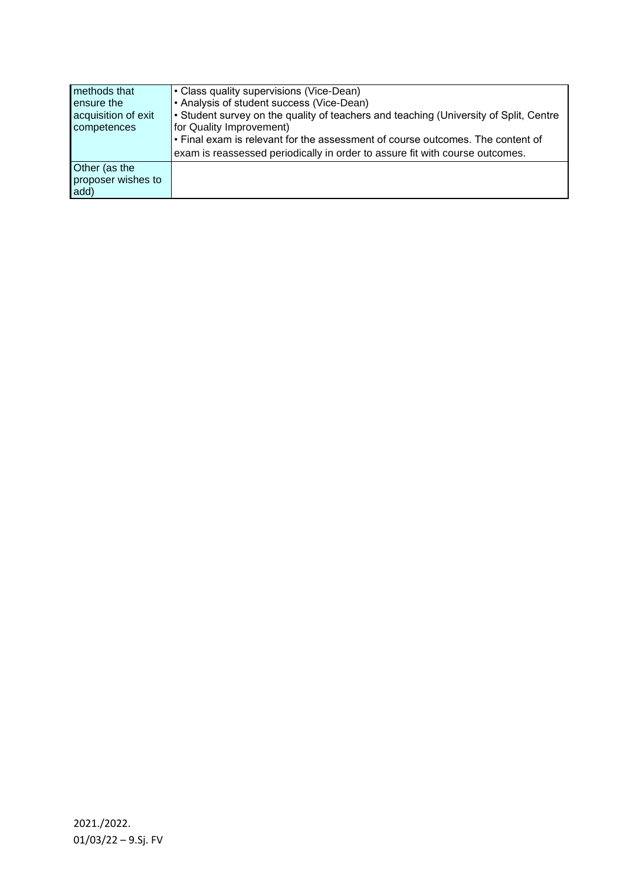| | |
|---|---|
| methods that ensure the acquisition of exit competences | • Class quality supervisions (Vice-Dean)<br>• Analysis of student success (Vice-Dean)<br>• Student survey on the quality of teachers and teaching (University of Split, Centre for Quality Improvement)<br>• Final exam is relevant for the assessment of course outcomes. The content of exam is reassessed periodically in order to assure fit with course outcomes. |
| Other (as the proposer wishes to add) | |

2021./2022.
01/03/22 – 9.Sj. FV